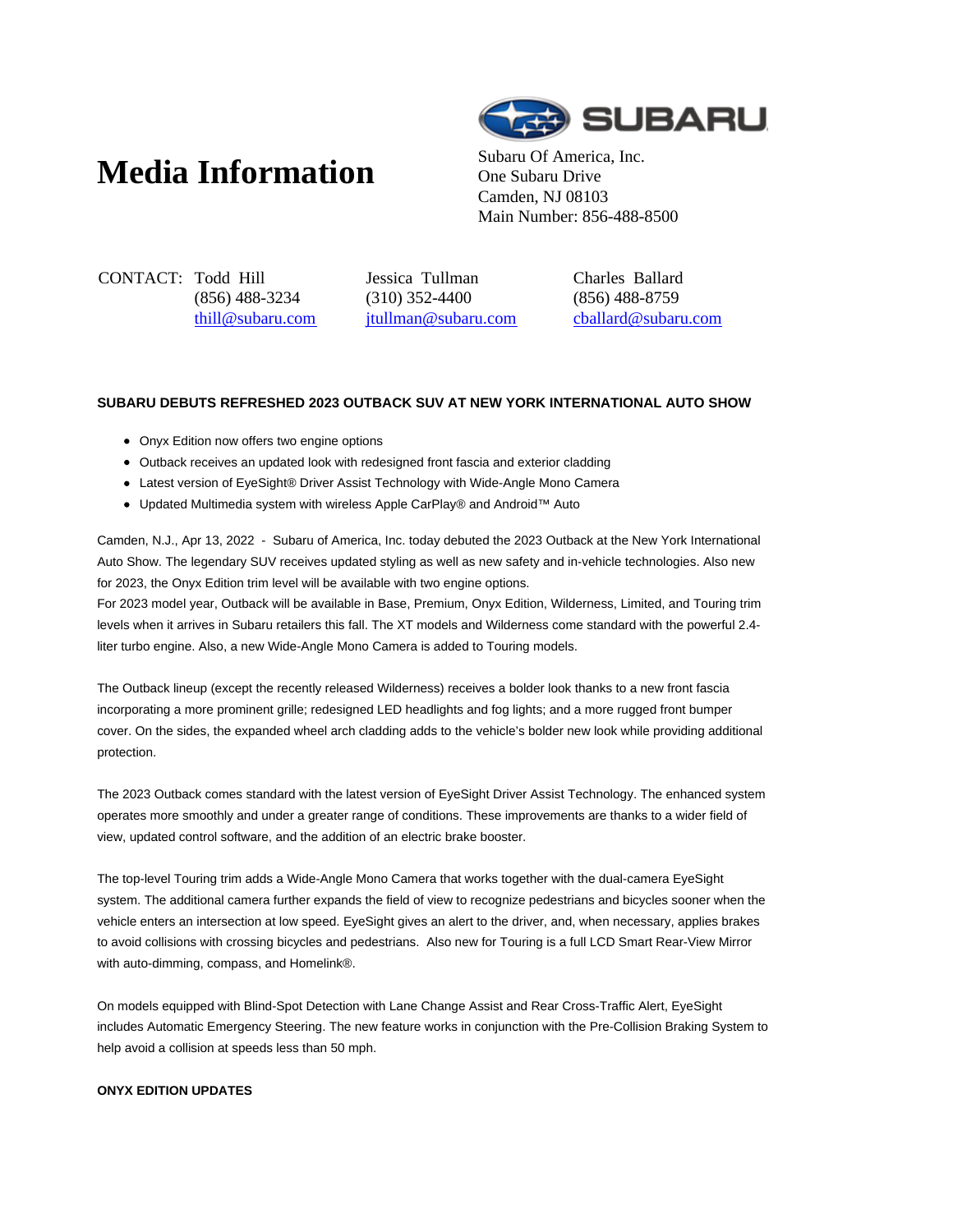# Media Information

Subaru Of America, Inc.
One Subaru Drive
Camden, NJ 08103
Main Number: 856-488-8500

| CONTACT: | Todd Hill | Jessica Tullman | Charles Ballard |
|---|---|---|---|
| | (856) 488-3234 | (310) 352-4400 | (856) 488-8759 |
| | thill@subaru.com | jtullman@subaru.com | cballard@subaru.com |

**SUBARU DEBUTS REFRESHED 2023 OUTBACK SUV AT NEW YORK INTERNATIONAL AUTO SHOW**

- Onyx Edition now offers two engine options
- Outback receives an updated look with redesigned front fascia and exterior cladding
- Latest version of EyeSight® Driver Assist Technology with Wide-Angle Mono Camera
- Updated Multimedia system with wireless Apple CarPlay® and Android™ Auto

Camden, N.J., Apr 13, 2022 - Subaru of America, Inc. today debuted the 2023 Outback at the New York International Auto Show. The legendary SUV receives updated styling as well as new safety and in-vehicle technologies. Also new for 2023, the Onyx Edition trim level will be available with two engine options.
For 2023 model year, Outback will be available in Base, Premium, Onyx Edition, Wilderness, Limited, and Touring trim levels when it arrives in Subaru retailers this fall. The XT models and Wilderness come standard with the powerful 2.4-liter turbo engine. Also, a new Wide-Angle Mono Camera is added to Touring models.

The Outback lineup (except the recently released Wilderness) receives a bolder look thanks to a new front fascia incorporating a more prominent grille; redesigned LED headlights and fog lights; and a more rugged front bumper cover. On the sides, the expanded wheel arch cladding adds to the vehicle's bolder new look while providing additional protection.

The 2023 Outback comes standard with the latest version of EyeSight Driver Assist Technology. The enhanced system operates more smoothly and under a greater range of conditions. These improvements are thanks to a wider field of view, updated control software, and the addition of an electric brake booster.

The top-level Touring trim adds a Wide-Angle Mono Camera that works together with the dual-camera EyeSight system. The additional camera further expands the field of view to recognize pedestrians and bicycles sooner when the vehicle enters an intersection at low speed. EyeSight gives an alert to the driver, and, when necessary, applies brakes to avoid collisions with crossing bicycles and pedestrians. Also new for Touring is a full LCD Smart Rear-View Mirror with auto-dimming, compass, and Homelink®.

On models equipped with Blind-Spot Detection with Lane Change Assist and Rear Cross-Traffic Alert, EyeSight includes Automatic Emergency Steering. The new feature works in conjunction with the Pre-Collision Braking System to help avoid a collision at speeds less than 50 mph.

**ONYX EDITION UPDATES**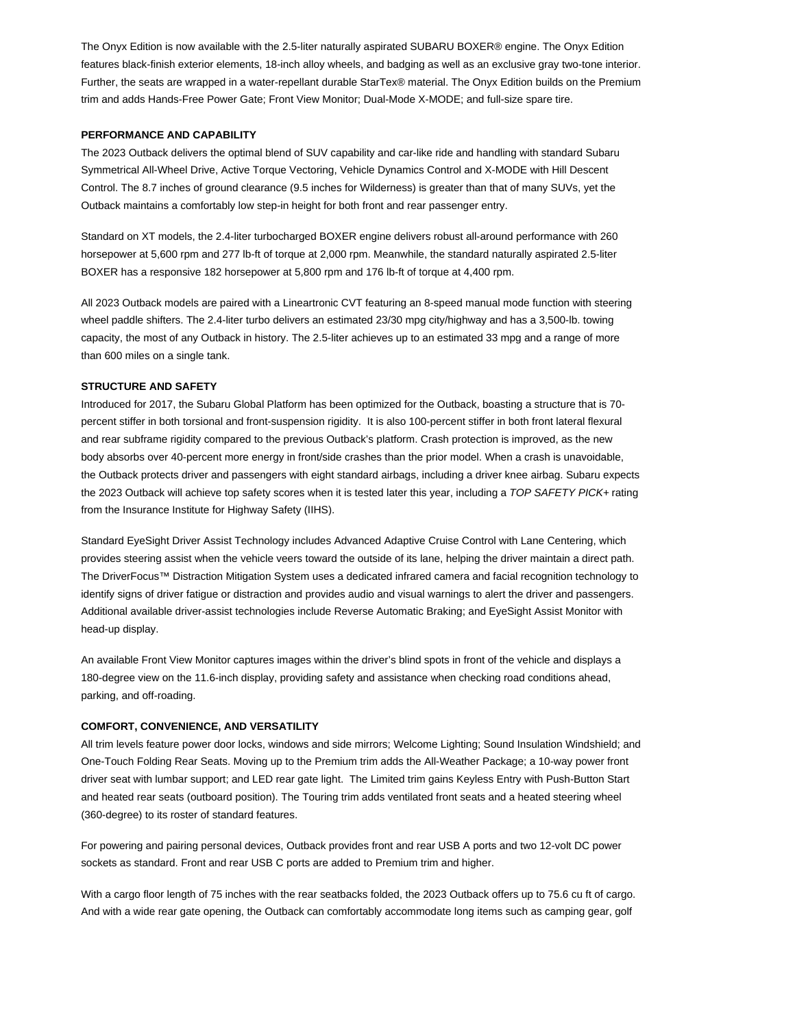The Onyx Edition is now available with the 2.5-liter naturally aspirated SUBARU BOXER® engine. The Onyx Edition features black-finish exterior elements, 18-inch alloy wheels, and badging as well as an exclusive gray two-tone interior. Further, the seats are wrapped in a water-repellant durable StarTex® material. The Onyx Edition builds on the Premium trim and adds Hands-Free Power Gate; Front View Monitor; Dual-Mode X-MODE; and full-size spare tire.

**PERFORMANCE AND CAPABILITY**

The 2023 Outback delivers the optimal blend of SUV capability and car-like ride and handling with standard Subaru Symmetrical All-Wheel Drive, Active Torque Vectoring, Vehicle Dynamics Control and X-MODE with Hill Descent Control. The 8.7 inches of ground clearance (9.5 inches for Wilderness) is greater than that of many SUVs, yet the Outback maintains a comfortably low step-in height for both front and rear passenger entry.

Standard on XT models, the 2.4-liter turbocharged BOXER engine delivers robust all-around performance with 260 horsepower at 5,600 rpm and 277 lb-ft of torque at 2,000 rpm. Meanwhile, the standard naturally aspirated 2.5-liter BOXER has a responsive 182 horsepower at 5,800 rpm and 176 lb-ft of torque at 4,400 rpm.

All 2023 Outback models are paired with a Lineartronic CVT featuring an 8-speed manual mode function with steering wheel paddle shifters. The 2.4-liter turbo delivers an estimated 23/30 mpg city/highway and has a 3,500-lb. towing capacity, the most of any Outback in history. The 2.5-liter achieves up to an estimated 33 mpg and a range of more than 600 miles on a single tank.

**STRUCTURE AND SAFETY**

Introduced for 2017, the Subaru Global Platform has been optimized for the Outback, boasting a structure that is 70-percent stiffer in both torsional and front-suspension rigidity. It is also 100-percent stiffer in both front lateral flexural and rear subframe rigidity compared to the previous Outback's platform. Crash protection is improved, as the new body absorbs over 40-percent more energy in front/side crashes than the prior model. When a crash is unavoidable, the Outback protects driver and passengers with eight standard airbags, including a driver knee airbag. Subaru expects the 2023 Outback will achieve top safety scores when it is tested later this year, including a *TOP SAFETY PICK+* rating from the Insurance Institute for Highway Safety (IIHS).

Standard EyeSight Driver Assist Technology includes Advanced Adaptive Cruise Control with Lane Centering, which provides steering assist when the vehicle veers toward the outside of its lane, helping the driver maintain a direct path. The DriverFocus™ Distraction Mitigation System uses a dedicated infrared camera and facial recognition technology to identify signs of driver fatigue or distraction and provides audio and visual warnings to alert the driver and passengers. Additional available driver-assist technologies include Reverse Automatic Braking; and EyeSight Assist Monitor with head-up display.

An available Front View Monitor captures images within the driver's blind spots in front of the vehicle and displays a 180-degree view on the 11.6-inch display, providing safety and assistance when checking road conditions ahead, parking, and off-roading.

**COMFORT, CONVENIENCE, AND VERSATILITY**

All trim levels feature power door locks, windows and side mirrors; Welcome Lighting; Sound Insulation Windshield; and One-Touch Folding Rear Seats. Moving up to the Premium trim adds the All-Weather Package; a 10-way power front driver seat with lumbar support; and LED rear gate light. The Limited trim gains Keyless Entry with Push-Button Start and heated rear seats (outboard position). The Touring trim adds ventilated front seats and a heated steering wheel (360-degree) to its roster of standard features.

For powering and pairing personal devices, Outback provides front and rear USB A ports and two 12-volt DC power sockets as standard. Front and rear USB C ports are added to Premium trim and higher.

With a cargo floor length of 75 inches with the rear seatbacks folded, the 2023 Outback offers up to 75.6 cu ft of cargo. And with a wide rear gate opening, the Outback can comfortably accommodate long items such as camping gear, golf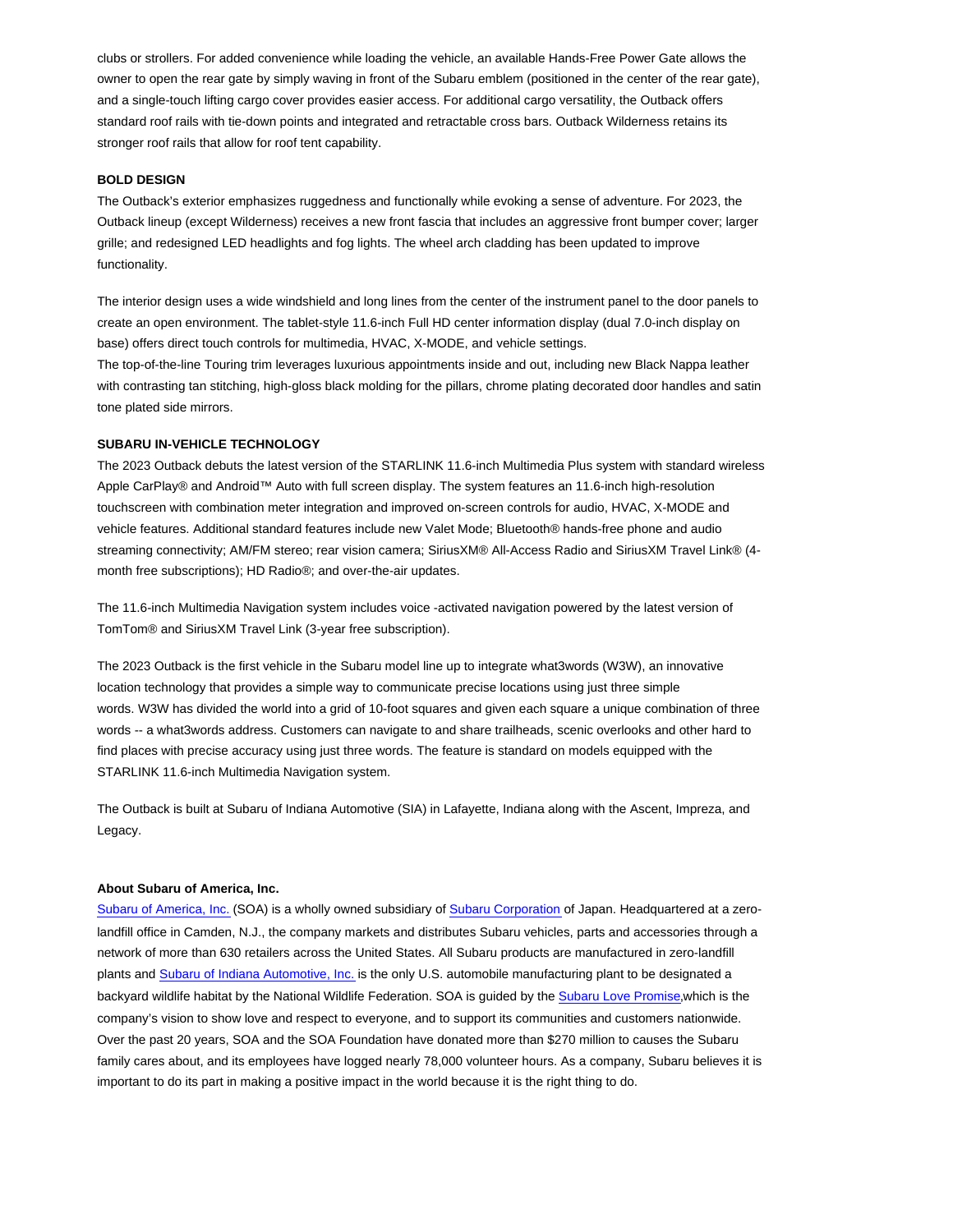clubs or strollers. For added convenience while loading the vehicle, an available Hands-Free Power Gate allows the owner to open the rear gate by simply waving in front of the Subaru emblem (positioned in the center of the rear gate), and a single-touch lifting cargo cover provides easier access. For additional cargo versatility, the Outback offers standard roof rails with tie-down points and integrated and retractable cross bars. Outback Wilderness retains its stronger roof rails that allow for roof tent capability.

**BOLD DESIGN**

The Outback's exterior emphasizes ruggedness and functionally while evoking a sense of adventure. For 2023, the Outback lineup (except Wilderness) receives a new front fascia that includes an aggressive front bumper cover; larger grille; and redesigned LED headlights and fog lights. The wheel arch cladding has been updated to improve functionality.

The interior design uses a wide windshield and long lines from the center of the instrument panel to the door panels to create an open environment. The tablet-style 11.6-inch Full HD center information display (dual 7.0-inch display on base) offers direct touch controls for multimedia, HVAC, X-MODE, and vehicle settings.
The top-of-the-line Touring trim leverages luxurious appointments inside and out, including new Black Nappa leather with contrasting tan stitching, high-gloss black molding for the pillars, chrome plating decorated door handles and satin tone plated side mirrors.

**SUBARU IN-VEHICLE TECHNOLOGY**

The 2023 Outback debuts the latest version of the STARLINK 11.6-inch Multimedia Plus system with standard wireless Apple CarPlay® and Android™ Auto with full screen display. The system features an 11.6-inch high-resolution touchscreen with combination meter integration and improved on-screen controls for audio, HVAC, X-MODE and vehicle features. Additional standard features include new Valet Mode; Bluetooth® hands-free phone and audio streaming connectivity; AM/FM stereo; rear vision camera; SiriusXM® All-Access Radio and SiriusXM Travel Link® (4-month free subscriptions); HD Radio®; and over-the-air updates.

The 11.6-inch Multimedia Navigation system includes voice -activated navigation powered by the latest version of TomTom® and SiriusXM Travel Link (3-year free subscription).

The 2023 Outback is the first vehicle in the Subaru model line up to integrate what3words (W3W), an innovative location technology that provides a simple way to communicate precise locations using just three simple words. W3W has divided the world into a grid of 10-foot squares and given each square a unique combination of three words -- a what3words address. Customers can navigate to and share trailheads, scenic overlooks and other hard to find places with precise accuracy using just three words. The feature is standard on models equipped with the STARLINK 11.6-inch Multimedia Navigation system.

The Outback is built at Subaru of Indiana Automotive (SIA) in Lafayette, Indiana along with the Ascent, Impreza, and Legacy.

**About Subaru of America, Inc.**

Subaru of America, Inc. (SOA) is a wholly owned subsidiary of Subaru Corporation of Japan. Headquartered at a zero-landfill office in Camden, N.J., the company markets and distributes Subaru vehicles, parts and accessories through a network of more than 630 retailers across the United States. All Subaru products are manufactured in zero-landfill plants and Subaru of Indiana Automotive, Inc. is the only U.S. automobile manufacturing plant to be designated a backyard wildlife habitat by the National Wildlife Federation. SOA is guided by the Subaru Love Promise,which is the company's vision to show love and respect to everyone, and to support its communities and customers nationwide. Over the past 20 years, SOA and the SOA Foundation have donated more than $270 million to causes the Subaru family cares about, and its employees have logged nearly 78,000 volunteer hours. As a company, Subaru believes it is important to do its part in making a positive impact in the world because it is the right thing to do.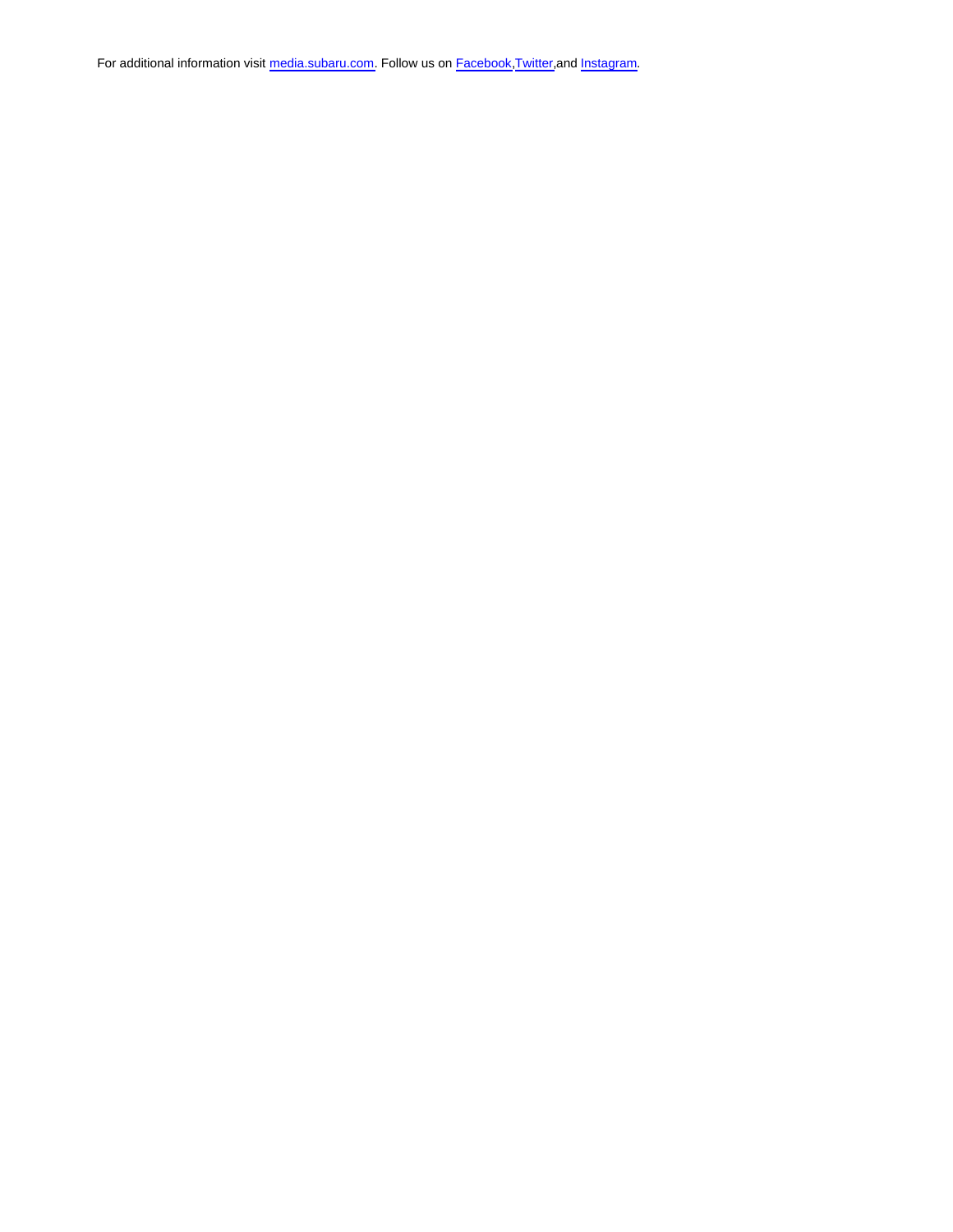For additional information visit media.subaru.com. Follow us on Facebook,Twitter,and Instagram.